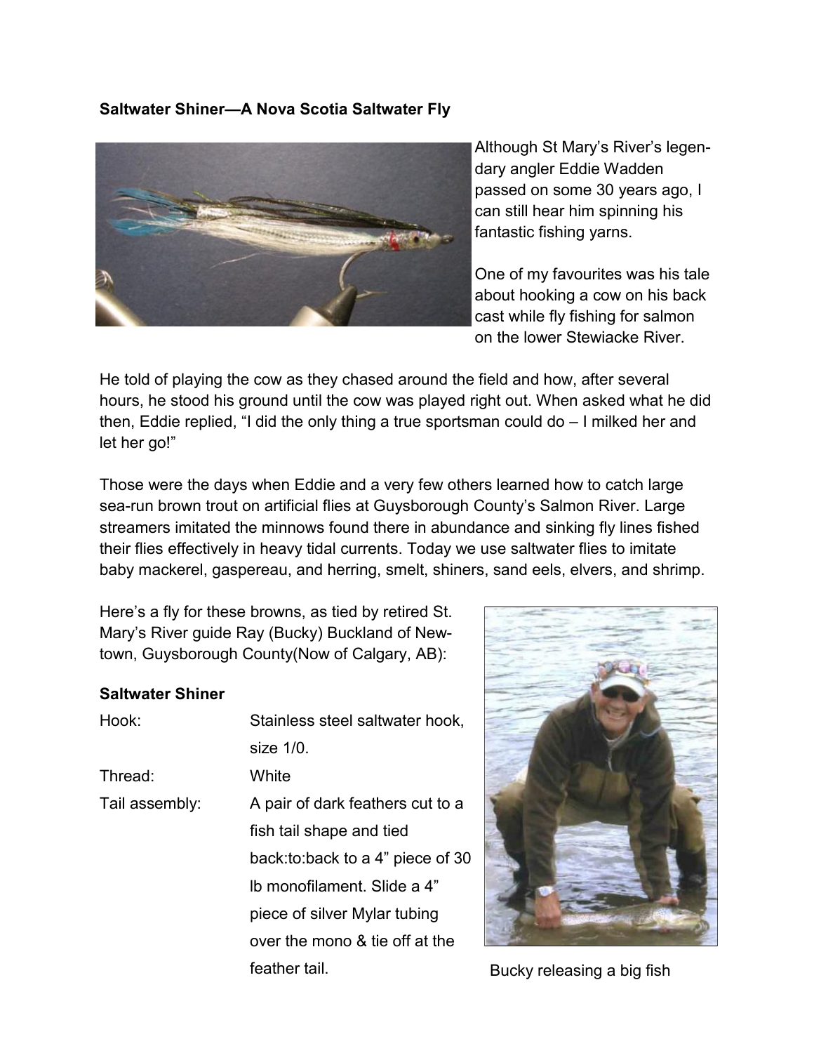**Saltwater Shiner—A Nova Scotia Saltwater Fly**

Although St Mary's River's legendary angler Eddie Wadden passed on some 30 years ago, I can still hear him spinning his fantastic fishing yarns.

One of my favourites was his tale about hooking a cow on his back cast while fly fishing for salmon on the lower Stewiacke River.

He told of playing the cow as they chased around the field and how, after several hours, he stood his ground until the cow was played right out. When asked what he did then, Eddie replied, "I did the only thing a true sportsman could do – I milked her and let her go!"

Those were the days when Eddie and a very few others learned how to catch large sea-run brown trout on artificial flies at Guysborough County's Salmon River. Large streamers imitated the minnows found there in abundance and sinking fly lines fished their flies effectively in heavy tidal currents. Today we use saltwater flies to imitate baby mackerel, gaspereau, and herring, smelt, shiners, sand eels, elvers, and shrimp.

Here's a fly for these browns, as tied by retired St. Mary's River guide Ray (Bucky) Buckland of Newtown, Guysborough County(Now of Calgary, AB):

**Saltwater Shiner**

| | |
|---|---|
| Hook: | Stainless steel saltwater hook, size 1/0. |
| Thread: | White |
| Tail assembly: | A pair of dark feathers cut to a fish tail shape and tied back:to:back to a 4" piece of 30 lb monofilament. Slide a 4" piece of silver Mylar tubing over the mono & tie off at the feather tail. |

Bucky releasing a big fish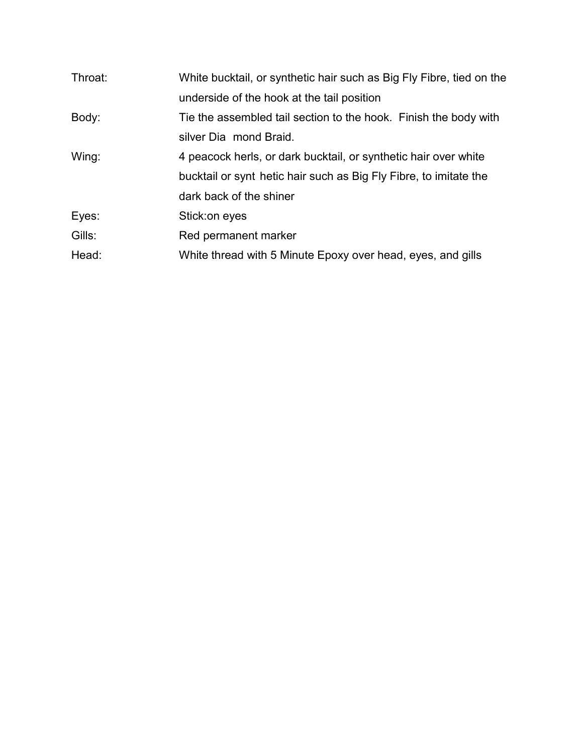| | |
|---|---|
| Throat: | White bucktail, or synthetic hair such as Big Fly Fibre, tied on the underside of the hook at the tail position |
| Body: | Tie the assembled tail section to the hook. Finish the body with silver Dia mond Braid. |
| Wing: | 4 peacock herls, or dark bucktail, or synthetic hair over white bucktail or synt hetic hair such as Big Fly Fibre, to imitate the dark back of the shiner |
| Eyes: | Stick:on eyes |
| Gills: | Red permanent marker |
| Head: | White thread with 5 Minute Epoxy over head, eyes, and gills |